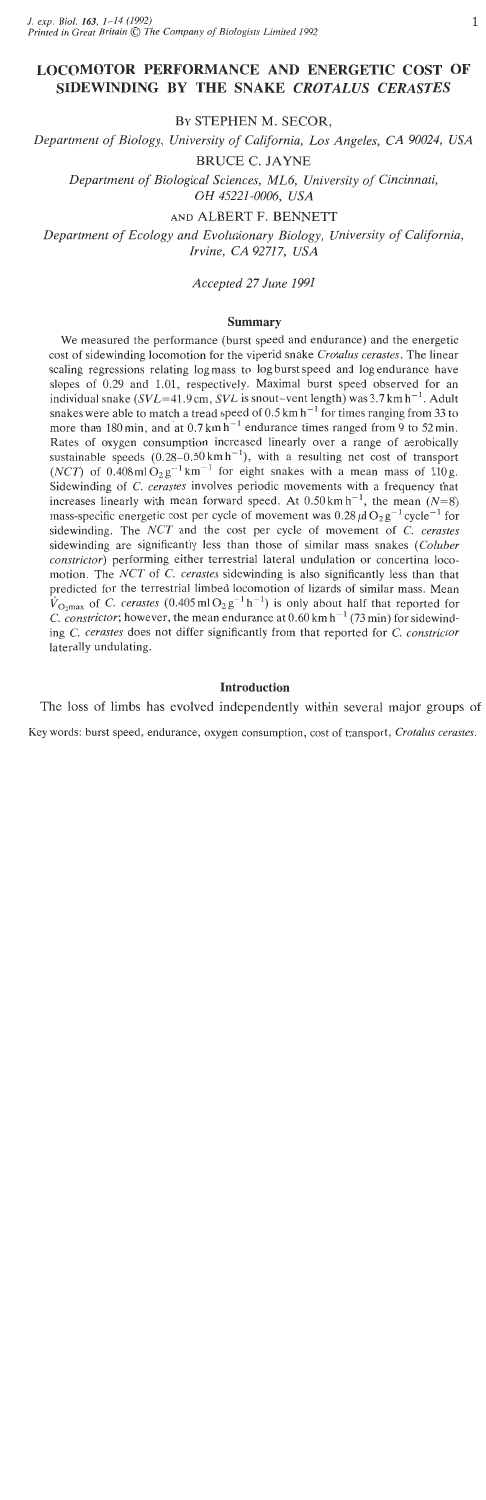# LOCOMOTOR PERFORMANCE AND ENERGETIC COST OF SIDEWINDING BY THE SNAKE *CROTALUS CERASTES*

By STEPHEN M. SECOR,

*Department of Biology, University of California, Los Angeles, CA 90024, USA*

BRUCE C. JAYNE

*Department of Biological Sciences, ML6, University of Cincinnati, OH 45221-0006, USA*

AND ALBERT F. BENNETT

*Department of Ecology and Evolutionary Biology, University of California, Irvine, CA 92717, USA*

*Accepted 27 June 1991*

## Summary

We measured the performance (burst speed and endurance) and the energetic cost of sidewinding locomotion for the viperid snake *Crotalus cerastes*. The linear scaling regressions relating log mass to log burst speed and log endurance have slopes of 0.29 and 1.01, respectively. Maximal burst speed observed for an individual snake ($SVL$=41.9 cm, $SVL$ is snout–vent length) was 3.7 km h$^{-1}$. Adult snakes were able to match a tread speed of 0.5 km h$^{-1}$ for times ranging from 33 to more than 180 min, and at 0.7 km h$^{-1}$ endurance times ranged from 9 to 52 min. Rates of oxygen consumption increased linearly over a range of aerobically sustainable speeds (0.28–0.80 km h$^{-1}$), with a resulting net cost of transport ($NCT$) of 0.408 ml $O_2$ g$^{-1}$ km$^{-1}$ for eight snakes with a mean mass of 110 g. Sidewinding of *C. cerastes* involves periodic movements with a frequency that increases linearly with mean forward speed. At 0.50 km h$^{-1}$, the mean ($N$=8) mass-specific energetic cost per cycle of movement was 0.28 μl $O_2$ g$^{-1}$ cycle$^{-1}$ for sidewinding. The $NCT$ and the cost per cycle of movement of *C. cerastes* sidewinding are significantly less than those of similar mass snakes (*Coluber constrictor*) performing either terrestrial lateral undulation or concertina locomotion. The $NCT$ of *C. cerastes* sidewinding is also significantly less than that predicted for the terrestrial limbed locomotion of lizards of similar mass. Mean $\dot{V}_{O_2max}$ of *C. cerastes* (0.405 ml $O_2$ g$^{-1}$ h$^{-1}$) is only about half that reported for *C. constrictor*; however, the mean endurance at 0.60 km h$^{-1}$ (73 min) for sidewinding *C. cerastes* does not differ significantly from that reported for *C. constrictor* laterally undulating.

## Introduction

The loss of limbs has evolved independently within several major groups of

Key words: burst speed, endurance, oxygen consumption, cost of transport, *Crotalus cerastes*.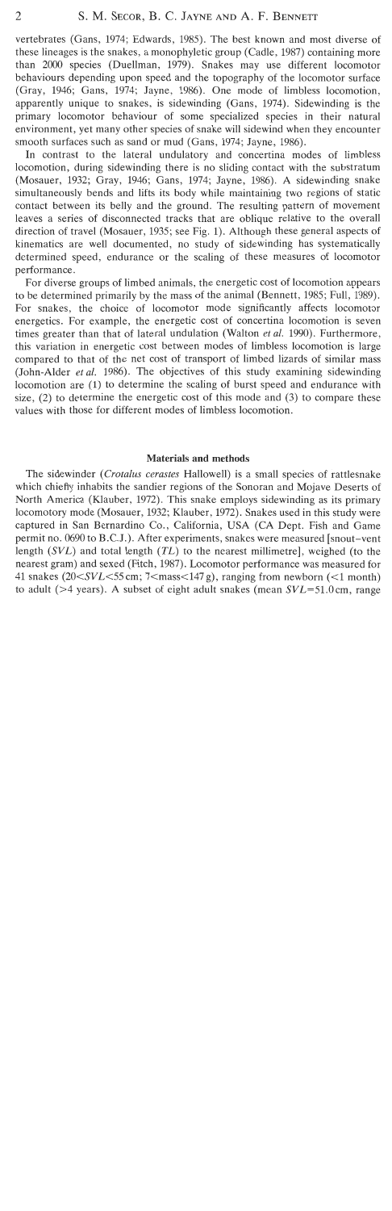vertebrates (Gans, 1974; Edwards, 1985). The best known and most diverse of these lineages is the snakes, a monophyletic group (Cadle, 1987) containing more than 2000 species (Duellman, 1979). Snakes may use different locomotor behaviours depending upon speed and the topography of the locomotor surface (Gray, 1946; Gans, 1974; Jayne, 1986). One mode of limbless locomotion, apparently unique to snakes, is sidewinding (Gans, 1974). Sidewinding is the primary locomotor behaviour of some specialized species in their natural environment, yet many other species of snake will sidewind when they encounter smooth surfaces such as sand or mud (Gans, 1974; Jayne, 1986).

In contrast to the lateral undulatory and concertina modes of limbless locomotion, during sidewinding there is no sliding contact with the substratum (Mosauer, 1932; Gray, 1946; Gans, 1974; Jayne, 1986). A sidewinding snake simultaneously bends and lifts its body while maintaining two regions of static contact between its belly and the ground. The resulting pattern of movement leaves a series of disconnected tracks that are oblique relative to the overall direction of travel (Mosauer, 1935; see Fig. 1). Although these general aspects of kinematics are well documented, no study of sidewinding has systematically determined speed, endurance or the scaling of these measures of locomotor performance.

For diverse groups of limbed animals, the energetic cost of locomotion appears to be determined primarily by the mass of the animal (Bennett, 1985; Full, 1989). For snakes, the choice of locomotor mode significantly affects locomotor energetics. For example, the energetic cost of concertina locomotion is seven times greater than that of lateral undulation (Walton *et al.* 1990). Furthermore, this variation in energetic cost between modes of limbless locomotion is large compared to that of the net cost of transport of limbed lizards of similar mass (John-Alder *et al.* 1986). The objectives of this study examining sidewinding locomotion are (1) to determine the scaling of burst speed and endurance with size, (2) to determine the energetic cost of this mode and (3) to compare these values with those for different modes of limbless locomotion.

## Materials and methods

The sidewinder (*Crotalus cerastes* Hallowell) is a small species of rattlesnake which chiefly inhabits the sandier regions of the Sonoran and Mojave Deserts of North America (Klauber, 1972). This snake employs sidewinding as its primary locomotory mode (Mosauer, 1932; Klauber, 1972). Snakes used in this study were captured in San Bernardino Co., California, USA (CA Dept. Fish and Game permit no. 0690 to B.C.J.). After experiments, snakes were measured [snout–vent length (*SVL*) and total length (*TL*) to the nearest millimetre], weighed (to the nearest gram) and sexed (Fitch, 1987). Locomotor performance was measured for 41 snakes ($20<SVL<55$ cm; $7<\text{mass}<147$ g), ranging from newborn (<1 month) to adult (>4 years). A subset of eight adult snakes (mean $SVL=51.0$ cm, range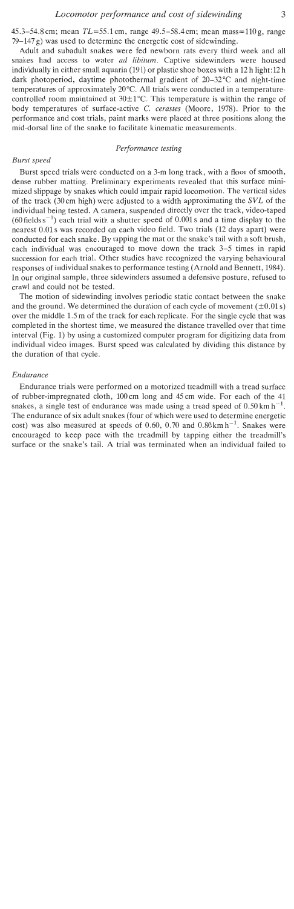45.3–54.8 cm; mean *TL*=55.1 cm, range 49.5–58.4 cm; mean mass=110 g, range 79–147 g) was used to determine the energetic cost of sidewinding.

Adult and subadult snakes were fed newborn rats every third week and all snakes had access to water *ad libitum*. Captive sidewinders were housed individually in either small aquaria (19 l) or plastic shoe boxes with a 12 h light:12 h dark photoperiod, daytime photothermal gradient of 20–32°C and night-time temperatures of approximately 20°C. All trials were conducted in a temperature-controlled room maintained at 30±1°C. This temperature is within the range of body temperatures of surface-active *C. cerastes* (Moore, 1978). Prior to the performance and cost trials, paint marks were placed at three positions along the mid-dorsal line of the snake to facilitate kinematic measurements.

## Performance testing

### Burst speed

Burst speed trials were conducted on a 3-m long track, with a floor of smooth, dense rubber matting. Preliminary experiments revealed that this surface minimized slippage by snakes which could impair rapid locomotion. The vertical sides of the track (30 cm high) were adjusted to a width approximating the *SVL* of the individual being tested. A camera, suspended directly over the track, video-taped (60 fields $s^{-1}$) each trial with a shutter speed of 0.001 s and a time display to the nearest 0.01 s was recorded on each video field. Two trials (12 days apart) were conducted for each snake. By tapping the mat or the snake's tail with a soft brush, each individual was encouraged to move down the track 3–5 times in rapid succession for each trial. Other studies have recognized the varying behavioural responses of individual snakes to performance testing (Arnold and Bennett, 1984). In our original sample, three sidewinders assumed a defensive posture, refused to crawl and could not be tested.

The motion of sidewinding involves periodic static contact between the snake and the ground. We determined the duration of each cycle of movement (±0.01 s) over the middle 1.5 m of the track for each replicate. For the single cycle that was completed in the shortest time, we measured the distance travelled over that time interval (Fig. 1) by using a customized computer program for digitizing data from individual video images. Burst speed was calculated by dividing this distance by the duration of that cycle.

### Endurance

Endurance trials were performed on a motorized treadmill with a tread surface of rubber-impregnated cloth, 100 cm long and 45 cm wide. For each of the 41 snakes, a single test of endurance was made using a tread speed of 0.50 km $h^{-1}$. The endurance of six adult snakes (four of which were used to determine energetic cost) was also measured at speeds of 0.60, 0.70 and 0.80 km $h^{-1}$. Snakes were encouraged to keep pace with the treadmill by tapping either the treadmill's surface or the snake's tail. A trial was terminated when an individual failed to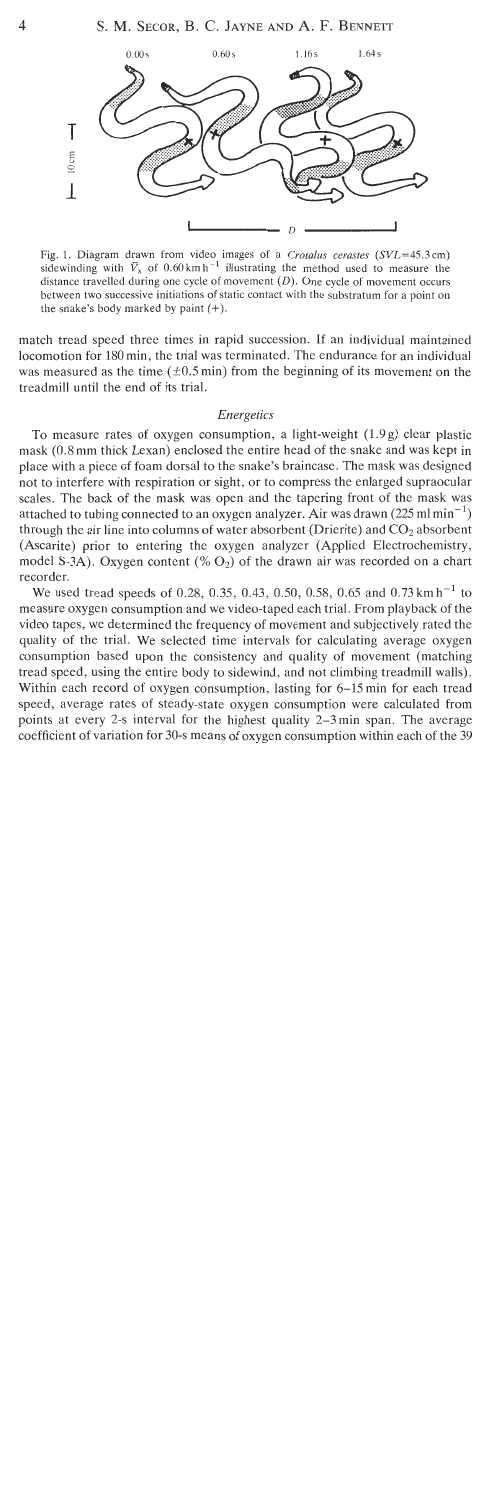Fig. 1. Diagram drawn from video images of a *Crotalus cerastes* ($SVL$=45.3 cm) sidewinding with $\bar{V}_s$ of 0.60 km h$^{-1}$ illustrating the method used to measure the distance travelled during one cycle of movement ($D$). One cycle of movement occurs between two successive initiations of static contact with the substratum for a point on the snake's body marked by paint (+).

match tread speed three times in rapid succession. If an individual maintained locomotion for 180 min, the trial was terminated. The endurance for an individual was measured as the time (±0.5 min) from the beginning of its movement on the treadmill until the end of its trial.

### Energetics

To measure rates of oxygen consumption, a light-weight (1.9 g) clear plastic mask (0.8 mm thick Lexan) enclosed the entire head of the snake and was kept in place with a piece of foam dorsal to the snake's braincase. The mask was designed not to interfere with respiration or sight, or to compress the enlarged supraocular scales. The back of the mask was open and the tapering front of the mask was attached to tubing connected to an oxygen analyzer. Air was drawn (225 ml min$^{-1}$) through the air line into columns of water absorbent (Drierite) and $CO_2$ absorbent (Ascarite) prior to entering the oxygen analyzer (Applied Electrochemistry, model S-3A). Oxygen content (% $O_2$) of the drawn air was recorded on a chart recorder.

We used tread speeds of 0.28, 0.35, 0.43, 0.50, 0.58, 0.65 and 0.73 km h$^{-1}$ to measure oxygen consumption and we video-taped each trial. From playback of the video tapes, we determined the frequency of movement and subjectively rated the quality of the trial. We selected time intervals for calculating average oxygen consumption based upon the consistency and quality of movement (matching tread speed, using the entire body to sidewind, and not climbing treadmill walls). Within each record of oxygen consumption, lasting for 6–15 min for each tread speed, average rates of steady-state oxygen consumption were calculated from points at every 2-s interval for the highest quality 2–3 min span. The average coefficient of variation for 30-s means of oxygen consumption within each of the 39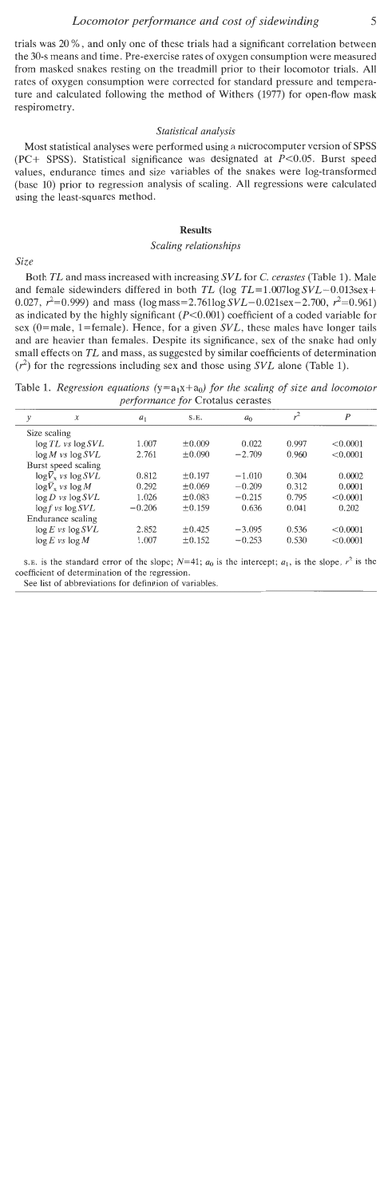trials was 20 %, and only one of these trials had a significant correlation between the 30-s means and time. Pre-exercise rates of oxygen consumption were measured from masked snakes resting on the treadmill prior to their locomotor trials. All rates of oxygen consumption were corrected for standard pressure and temperature and calculated following the method of Withers (1977) for open-flow mask respirometry.

### *Statistical analysis*

Most statistical analyses were performed using a microcomputer version of SPSS (PC+ SPSS). Statistical significance was designated at $P<0.05$. Burst speed values, endurance times and size variables of the snakes were log-transformed (base 10) prior to regression analysis of scaling. All regressions were calculated using the least-squares method.

## Results

### *Scaling relationships*

#### *Size*

Both *TL* and mass increased with increasing *SVL* for *C. cerastes* (Table 1). Male and female sidewinders differed in both *TL* ($\log TL=1.007\log SVL-0.013\mathrm{sex}+0.027$, $r^2=0.999$) and mass ($\log \mathrm{mass}=2.761\log SVL-0.021\mathrm{sex}-2.700$, $r^2=0.961$) as indicated by the highly significant ($P<0.001$) coefficient of a coded variable for sex (0=male, 1=female). Hence, for a given *SVL*, these males have longer tails and are heavier than females. Despite its significance, sex of the snake had only small effects on *TL* and mass, as suggested by similar coefficients of determination ($r^2$) for the regressions including sex and those using *SVL* alone (Table 1).

Table 1. *Regression equations* ($y=a_1x+a_0$) *for the scaling of size and locomotor performance for* Crotalus cerastes

| $y$ | $x$ | $a_1$ | S.E. | $a_0$ | $r^2$ | $P$ |
|---|---|---|---|---|---|---|
| Size scaling | | | | | | |
| $\log TL$ vs | $\log SVL$ | 1.007 | ±0.009 | 0.022 | 0.997 | <0.0001 |
| $\log M$ vs | $\log SVL$ | 2.761 | ±0.090 | −2.709 | 0.960 | <0.0001 |
| Burst speed scaling | | | | | | |
| $\log \bar{V}_x$ vs | $\log SVL$ | 0.812 | ±0.197 | −1.010 | 0.304 | 0.0002 |
| $\log \bar{V}_x$ vs | $\log M$ | 0.292 | ±0.069 | −0.209 | 0.312 | 0.0001 |
| $\log D$ vs | $\log SVL$ | 1.026 | ±0.083 | −0.215 | 0.795 | <0.0001 |
| $\log f$ vs | $\log SVL$ | −0.206 | ±0.159 | 0.636 | 0.041 | 0.202 |
| Endurance scaling | | | | | | |
| $\log E$ vs | $\log SVL$ | 2.852 | ±0.425 | −3.095 | 0.536 | <0.0001 |
| $\log E$ vs | $\log M$ | 1.007 | ±0.152 | −0.253 | 0.530 | <0.0001 |

S.E. is the standard error of the slope; $N=41$; $a_0$ is the intercept; $a_1$, is the slope, $r^2$ is the coefficient of determination of the regression.

See list of abbreviations for definition of variables.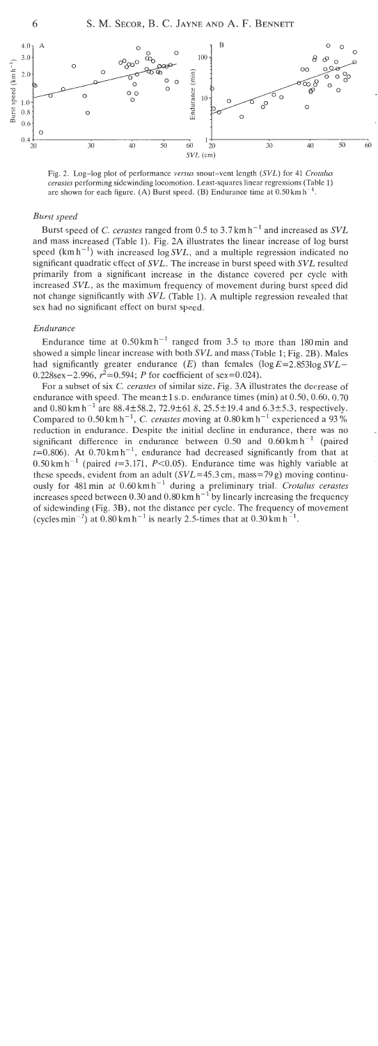Fig. 2. Log–log plot of performance *versus* snout–vent length (*SVL*) for 41 *Crotalus cerastes* performing sidewinding locomotion. Least-squares linear regressions (Table 1) are shown for each figure. (A) Burst speed. (B) Endurance time at $0.50\,\mathrm{km\,h^{-1}}$.

### *Burst speed*

Burst speed of *C. cerastes* ranged from 0.5 to $3.7\,\mathrm{km\,h^{-1}}$ and increased as *SVL* and mass increased (Table 1). Fig. 2A illustrates the linear increase of log burst speed ($\mathrm{km\,h^{-1}}$) with increased log *SVL*, and a multiple regression indicated no significant quadratic effect of *SVL*. The increase in burst speed with *SVL* resulted primarily from a significant increase in the distance covered per cycle with increased *SVL*, as the maximum frequency of movement during burst speed did not change significantly with *SVL* (Table 1). A multiple regression revealed that sex had no significant effect on burst speed.

### *Endurance*

Endurance time at $0.50\,\mathrm{km\,h^{-1}}$ ranged from 3.5 to more than 180 min and showed a simple linear increase with both *SVL* and mass (Table 1; Fig. 2B). Males had significantly greater endurance ($E$) than females ($\log E = 2.853\log SVL - 0.228\mathrm{sex} - 2.996$, $r^2 = 0.594$; $P$ for coefficient of sex$=0.024$).

For a subset of six *C. cerastes* of similar size, Fig. 3A illustrates the decrease of endurance with speed. The mean±1 S.D. endurance times (min) at 0.50, 0.60, 0.70 and $0.80\,\mathrm{km\,h^{-1}}$ are 88.4±58.2, 72.9±61.8, 25.5±19.4 and 6.3±5.3, respectively. Compared to $0.50\,\mathrm{km\,h^{-1}}$, *C. cerastes* moving at $0.80\,\mathrm{km\,h^{-1}}$ experienced a 93 % reduction in endurance. Despite the initial decline in endurance, there was no significant difference in endurance between 0.50 and $0.60\,\mathrm{km\,h^{-1}}$ (paired $t=0.806$). At $0.70\,\mathrm{km\,h^{-1}}$, endurance had decreased significantly from that at $0.50\,\mathrm{km\,h^{-1}}$ (paired $t=3.171$, $P<0.05$). Endurance time was highly variable at these speeds, evident from an adult ($SVL=45.3$ cm, mass$=79$ g) moving continuously for 481 min at $0.60\,\mathrm{km\,h^{-1}}$ during a preliminary trial. *Crotalus cerastes* increases speed between 0.30 and $0.80\,\mathrm{km\,h^{-1}}$ by linearly increasing the frequency of sidewinding (Fig. 3B), not the distance per cycle. The frequency of movement ($\mathrm{cycles\,min^{-1}}$) at $0.80\,\mathrm{km\,h^{-1}}$ is nearly 2.5-times that at $0.30\,\mathrm{km\,h^{-1}}$.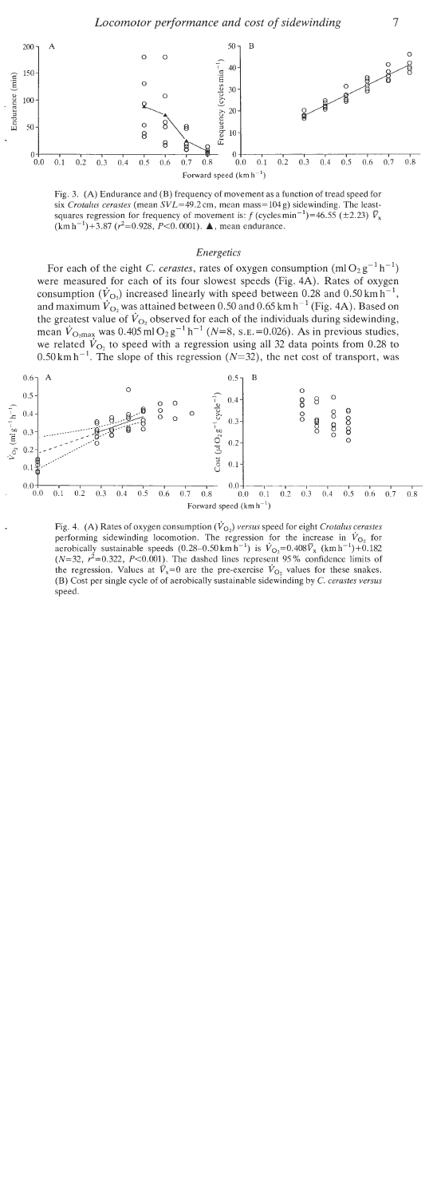Fig. 3. (A) Endurance and (B) frequency of movement as a function of tread speed for six *Crotalus cerastes* (mean *SVL*=49.2 cm, mean mass=104 g) sidewinding. The least-squares regression for frequency of movement is: $f$ (cycles min$^{-1}$)=46.55 (±2.23) $\bar{V}_x$ (km h$^{-1}$)+3.87 ($r^2$=0.928, $P$<0.0001). ▲, mean endurance.

### Energetics

For each of the eight *C. cerastes*, rates of oxygen consumption (ml $O_2$ g$^{-1}$ h$^{-1}$) were measured for each of its four slowest speeds (Fig. 4A). Rates of oxygen consumption ($\dot{V}_{O_2}$) increased linearly with speed between 0.28 and 0.50 km h$^{-1}$, and maximum $\dot{V}_{O_2}$ was attained between 0.50 and 0.65 km h$^{-1}$ (Fig. 4A). Based on the greatest value of $\dot{V}_{O_2}$ observed for each of the individuals during sidewinding, mean $\dot{V}_{O_2max}$ was 0.405 ml $O_2$ g$^{-1}$ h$^{-1}$ ($N$=8, S.E.=0.026). As in previous studies, we related $\dot{V}_{O_2}$ to speed with a regression using all 32 data points from 0.28 to 0.50 km h$^{-1}$. The slope of this regression ($N$=32), the net cost of transport, was

Fig. 4. (A) Rates of oxygen consumption ($\dot{V}_{O_2}$) *versus* speed for eight *Crotalus cerastes* performing sidewinding locomotion. The regression for the increase in $\dot{V}_{O_2}$ for aerobically sustainable speeds (0.28–0.50 km h$^{-1}$) is $\dot{V}_{O_2}$=0.408$\bar{V}_x$ (km h$^{-1}$)+0.182 ($N$=32, $r^2$=0.322, $P$<0.001). The dashed lines represent 95 % confidence limits of the regression. Values at $\bar{V}_x$=0 are the pre-exercise $\dot{V}_{O_2}$ values for these snakes. (B) Cost per single cycle of of aerobically sustainable sidewinding by *C. cerastes versus* speed.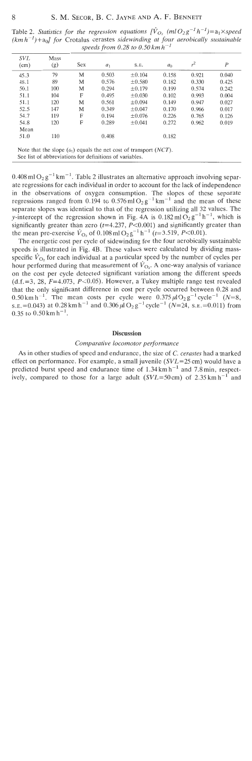Table 2. *Statistics for the regression equations* [$\dot{V}_{O_2}$ ($ml\,O_2\,g^{-1}\,h^{-1}$)=$a_1$×*speed* ($km\,h^{-1}$)+$a_0$] *for* Crotalus cerastes *sidewinding at four aerobically sustainable speeds from 0.28 to 0.50 km h*$^{-1}$

| SVL (cm) | Mass (g) | Sex | $a_1$ | S.E. | $a_0$ | $r^2$ | $P$ |
|---|---|---|---|---|---|---|---|
| 45.3 | 79 | M | 0.503 | ±0.104 | 0.158 | 0.921 | 0.040 |
| 48.1 | 89 | M | 0.576 | ±0.580 | 0.182 | 0.330 | 0.425 |
| 50.1 | 100 | M | 0.294 | ±0.179 | 0.199 | 0.574 | 0.242 |
| 51.1 | 104 | F | 0.495 | ±0.030 | 0.102 | 0.993 | 0.004 |
| 51.1 | 120 | M | 0.561 | ±0.094 | 0.149 | 0.947 | 0.027 |
| 52.5 | 147 | M | 0.349 | ±0.047 | 0.170 | 0.966 | 0.017 |
| 54.7 | 119 | F | 0.194 | ±0.076 | 0.226 | 0.765 | 0.126 |
| 54.8 | 120 | F | 0.289 | ±0.041 | 0.272 | 0.962 | 0.019 |
| Mean | | | | | | | |
| 51.0 | 110 | | 0.408 | | 0.182 | | |

Note that the slope ($a_1$) equals the net cost of transport (*NCT*).
See list of abbreviations for definitions of variables.

0.408 ml $O_2$ g$^{-1}$ km$^{-1}$. Table 2 illustrates an alternative approach involving separate regressions for each individual in order to account for the lack of independence in the observations of oxygen consumption. The slopes of these separate regressions ranged from 0.194 to 0.576 ml $O_2$ g$^{-1}$ km$^{-1}$ and the mean of these separate slopes was identical to that of the regression utilizing all 32 values. The *y*-intercept of the regression shown in Fig. 4A is 0.182 ml $O_2$ g$^{-1}$ h$^{-1}$, which is significantly greater than zero ($t$=4.237, $P$<0.001) and significantly greater than the mean pre-exercise $\dot{V}_{O_2}$ of 0.108 ml $O_2$ g$^{-1}$ h$^{-1}$ ($t$=3.519, $P$<0.01).

The energetic cost per cycle of sidewinding for the four aerobically sustainable speeds is illustrated in Fig. 4B. These values were calculated by dividing mass-specific $\dot{V}_{O_2}$ for each individual at a particular speed by the number of cycles per hour performed during that measurement of $\dot{V}_{O_2}$. A one-way analysis of variance on the cost per cycle detected significant variation among the different speeds (d.f.=3, 28, $F$=4.073, $P$<0.05). However, a Tukey multiple range test revealed that the only significant difference in cost per cycle occurred between 0.28 and 0.50 km h$^{-1}$. The mean costs per cycle were 0.375 μl $O_2$ g$^{-1}$ cycle$^{-1}$ ($N$=8, S.E.=0.043) at 0.28 km h$^{-1}$ and 0.306 μl $O_2$ g$^{-1}$ cycle$^{-1}$ ($N$=24, S.E.=0.011) from 0.35 to 0.50 km h$^{-1}$.

## Discussion

### Comparative locomotor performance

As in other studies of speed and endurance, the size of *C. cerastes* had a marked effect on performance. For example, a small juvenile (*SVL*=25 cm) would have a predicted burst speed and endurance time of 1.34 km h$^{-1}$ and 7.8 min, respectively, compared to those for a large adult (*SVL*=50 cm) of 2.35 km h$^{-1}$ and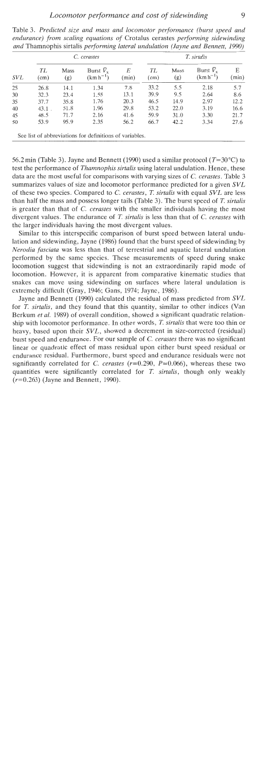Table 3. *Predicted size and mass and locomotor performance (burst speed and endurance) from scaling equations of* Crotalus cerastes *performing sidewinding and* Thamnophis sirtalis *performing lateral undulation (Jayne and Bennett, 1990)*

| | *C. cerastes* | | | | *T. sirtalis* | | | |
|---|---|---|---|---|---|---|---|---|
| *SVL* | *TL* (cm) | Mass (g) | Burst $\bar{V}_x$ (km h$^{-1}$) | *E* (min) | *TL* (cm) | Mass (g) | Burst $\bar{V}_x$ (km h$^{-1}$) | E (min) |
| 25 | 26.8 | 14.1 | 1.34 | 7.8 | 33.2 | 5.5 | 2.18 | 5.7 |
| 30 | 32.3 | 23.4 | 1.55 | 13.1 | 39.9 | 9.5 | 2.64 | 8.6 |
| 35 | 37.7 | 35.8 | 1.76 | 20.3 | 46.5 | 14.9 | 2.97 | 12.2 |
| 40 | 43.1 | 51.8 | 1.96 | 29.8 | 53.2 | 22.0 | 3.19 | 16.6 |
| 45 | 48.5 | 71.7 | 2.16 | 41.6 | 59.9 | 31.0 | 3.30 | 21.7 |
| 50 | 53.9 | 95.9 | 2.35 | 56.2 | 66.7 | 42.2 | 3.34 | 27.6 |

See list of abbreviations for definitions of variables.

56.2 min (Table 3). Jayne and Bennett (1990) used a similar protocol ($T$=30 °C) to test the performance of *Thamnophis sirtalis* using lateral undulation. Hence, these data are the most useful for comparisons with varying sizes of *C. cerastes*. Table 3 summarizes values of size and locomotor performance predicted for a given *SVL* of these two species. Compared to *C. cerastes*, *T. sirtalis* with equal *SVL* are less than half the mass and possess longer tails (Table 3). The burst speed of *T. sirtalis* is greater than that of *C. cerastes* with the smaller individuals having the most divergent values. The endurance of *T. sirtalis* is less than that of *C. cerastes* with the larger individuals having the most divergent values.

Similar to this interspecific comparison of burst speed between lateral undulation and sidewinding, Jayne (1986) found that the burst speed of sidewinding by *Nerodia fasciata* was less than that of terrestrial and aquatic lateral undulation performed by the same species. These measurements of speed during snake locomotion suggest that sidewinding is not an extraordinarily rapid mode of locomotion. However, it is apparent from comparative kinematic studies that snakes can move using sidewinding on surfaces where lateral undulation is extremely difficult (Gray, 1946; Gans, 1974; Jayne, 1986).

Jayne and Bennett (1990) calculated the residual of mass predicted from *SVL* for *T. sirtalis*, and they found that this quantity, similar to other indices (Van Berkum *et al.* 1989) of overall condition, showed a significant quadratic relationship with locomotor performance. In other words, *T. sirtalis* that were too thin or heavy, based upon their *SVL*, showed a decrement in size-corrected (residual) burst speed and endurance. For our sample of *C. cerastes* there was no significant linear or quadratic effect of mass residual upon either burst speed residual or endurance residual. Furthermore, burst speed and endurance residuals were not significantly correlated for *C. cerastes* ($r$=0.290, $P$=0.066), whereas these two quantities were significantly correlated for *T. sirtalis*, though only weakly ($r$=0.263) (Jayne and Bennett, 1990).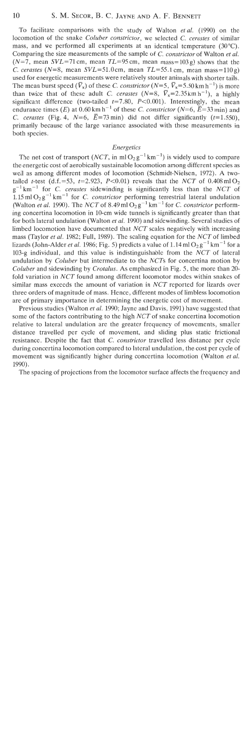To facilitate comparisons with the study of Walton *et al.* (1990) on the locomotion of the snake *Coluber constrictor*, we selected *C. cerastes* of similar mass, and we performed all experiments at an identical temperature (30°C). Comparing the size measurements of the sample of *C. constrictor* of Walton *et al.* ($N$=7, mean *SVL*=71 cm, mean *TL*=95 cm, mean mass=103 g) shows that the *C. cerastes* ($N$=8, mean *SVL*=51.0 cm, mean *TL*=55.1 cm, mean mass=110 g) used for energetic measurements were relatively stouter animals with shorter tails. The mean burst speed ($\bar{V}_x$) of these *C. constrictor* ($N$=5, $\bar{V}_x$=5.50 km h$^{-1}$) is more than twice that of these adult *C. cerastes* ($N$=8, $\bar{V}_x$=2.35 km h$^{-1}$), a highly significant difference (two-tailed $t$=7.80, $P$<0.001). Interestingly, the mean endurance times ($E$) at 0.60 km h$^{-1}$ of these *C. constrictor* ($N$=6, $\bar{E}$=33 min) and *C. cerastes* (Fig. 4, $N$=6, $\bar{E}$=73 min) did not differ significantly ($t$=1.550), primarily because of the large variance associated with these measurements in both species.

### *Energetics*

The net cost of transport (*NCT*, in ml $O_2$ g$^{-1}$ km$^{-1}$) is widely used to compare the energetic cost of aerobically sustainable locomotion among different species as well as among different modes of locomotion (Schmidt-Nielsen, 1972). A two-tailed *t*-test (d.f.=53, $t$=2.923, $P$<0.01) reveals that the *NCT* of 0.408 ml $O_2$ g$^{-1}$ km$^{-1}$ for *C. cerastes* sidewinding is significantly less than the *NCT* of 1.15 ml $O_2$ g$^{-1}$ km$^{-1}$ for *C. constrictor* performing terrestrial lateral undulation (Walton *et al.* 1990). The *NCT* of 8.49 ml $O_2$ g$^{-1}$ km$^{-1}$ for *C. constrictor* performing concertina locomotion in 10-cm wide tunnels is significantly greater than that for both lateral undulation (Walton *et al.* 1990) and sidewinding. Several studies of limbed locomotion have documented that *NCT* scales negatively with increasing mass (Taylor *et al.* 1982; Full, 1989). The scaling equation for the *NCT* of limbed lizards (John-Alder *et al.* 1986; Fig. 5) predicts a value of 1.14 ml $O_2$ g$^{-1}$ km$^{-1}$ for a 103-g individual, and this value is indistinguishable from the *NCT* of lateral undulation by *Coluber* but intermediate to the *NCT*s for concertina motion by *Coluber* and sidewinding by *Crotalus*. As emphasized in Fig. 5, the more than 20-fold variation in *NCT* found among different locomotor modes within snakes of similar mass exceeds the amount of variation in *NCT* reported for lizards over three orders of magnitude of mass. Hence, different modes of limbless locomotion are of primary importance in determining the energetic cost of movement.

Previous studies (Walton *et al.* 1990; Jayne and Davis, 1991) have suggested that some of the factors contributing to the high *NCT* of snake concertina locomotion relative to lateral undulation are the greater frequency of movements, smaller distance travelled per cycle of movement, and sliding plus static frictional resistance. Despite the fact that *C. constrictor* travelled less distance per cycle during concertina locomotion compared to lateral undulation, the cost per cycle of movement was significantly higher during concertina locomotion (Walton *et al.* 1990).

The spacing of projections from the locomotor surface affects the frequency and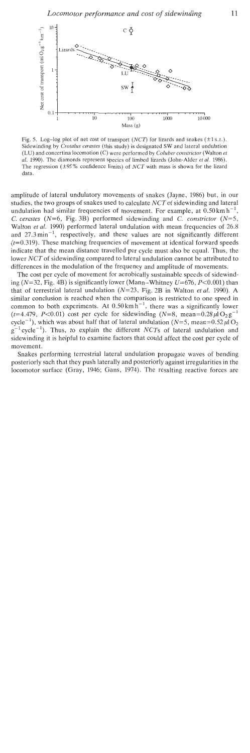Fig. 5. Log–log plot of net cost of transport (*NCT*) for lizards and snakes (±1 s.e.). Sidewinding by *Crotalus cerastes* (this study) is designated SW and lateral undulation (LU) and concertina locomotion (C) were performed by *Coluber constrictor* (Walton *et al.* 1990). The diamonds represent species of limbed lizards (John-Alder *et al.* 1986). The regression (±95% confidence limits) of *NCT* with mass is shown for the lizard data.

amplitude of lateral undulatory movements of snakes (Jayne, 1986) but, in our studies, the two groups of snakes used to calculate *NCT* of sidewinding and lateral undulation had similar frequencies of movement. For example, at $0.50\,\mathrm{km\,h^{-1}}$, *C. cerastes* ($N$=6, Fig. 3B) performed sidewinding and *C. constrictor* ($N$=5, Walton *et al.* 1990) performed lateral undulation with mean frequencies of 26.8 and $27.3\,\mathrm{min^{-1}}$, respectively, and these values are not significantly different ($t$=0.319). These matching frequencies of movement at identical forward speeds indicate that the mean distance travelled per cycle must also be equal. Thus, the lower *NCT* of sidewinding compared to lateral undulation cannot be attributed to differences in the modulation of the frequency and amplitude of movements.

The cost per cycle of movement for aerobically sustainable speeds of sidewinding ($N$=32, Fig. 4B) is significantly lower (Mann–Whitney $U$=676, $P$<0.001) than that of terrestrial lateral undulation ($N$=23, Fig. 2B in Walton *et al.* 1990). A similar conclusion is reached when the comparison is restricted to one speed in common to both experiments. At $0.50\,\mathrm{km\,h^{-1}}$, there was a significantly lower ($t$=4.479, $P$<0.01) cost per cycle for sidewinding ($N$=8, mean=$0.28\,\mu\mathrm{l\,O_2\,g^{-1}\,cycle^{-1}}$), which was about half that of lateral undulation ($N$=5, mean=$0.52\,\mu\mathrm{l\,O_2\,g^{-1}\,cycle^{-1}}$). Thus, to explain the different *NCT*s of lateral undulation and sidewinding it is helpful to examine factors that could affect the cost per cycle of movement.

Snakes performing terrestrial lateral undulation propagate waves of bending posteriorly such that they push laterally and posteriorly against irregularities in the locomotor surface (Gray, 1946; Gans, 1974). The resulting reactive forces are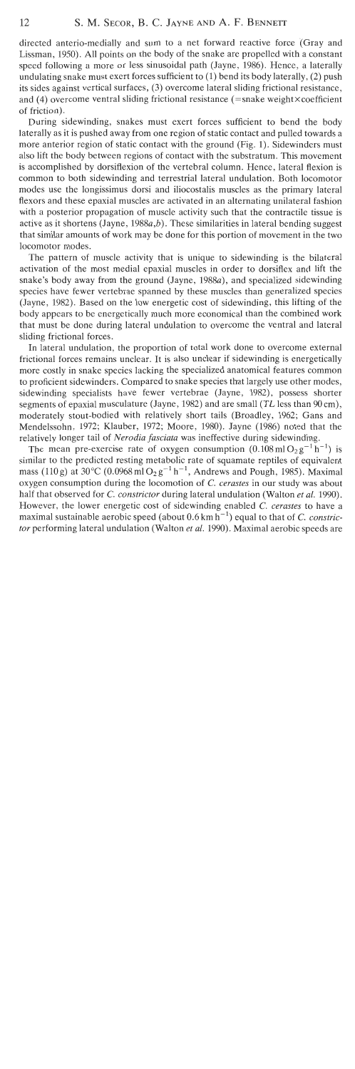directed anterio-medially and sum to a net forward reactive force (Gray and Lissman, 1950). All points on the body of the snake are propelled with a constant speed following a more or less sinusoidal path (Jayne, 1986). Hence, a laterally undulating snake must exert forces sufficient to (1) bend its body laterally, (2) push its sides against vertical surfaces, (3) overcome lateral sliding frictional resistance, and (4) overcome ventral sliding frictional resistance (=snake weight×coefficient of friction).

During sidewinding, snakes must exert forces sufficient to bend the body laterally as it is pushed away from one region of static contact and pulled towards a more anterior region of static contact with the ground (Fig. 1). Sidewinders must also lift the body between regions of contact with the substratum. This movement is accomplished by dorsiflexion of the vertebral column. Hence, lateral flexion is common to both sidewinding and terrestrial lateral undulation. Both locomotor modes use the longissimus dorsi and iliocostalis muscles as the primary lateral flexors and these epaxial muscles are activated in an alternating unilateral fashion with a posterior propagation of muscle activity such that the contractile tissue is active as it shortens (Jayne, 1988*a*,*b*). These similarities in lateral bending suggest that similar amounts of work may be done for this portion of movement in the two locomotor modes.

The pattern of muscle activity that is unique to sidewinding is the bilateral activation of the most medial epaxial muscles in order to dorsiflex and lift the snake's body away from the ground (Jayne, 1988*a*), and specialized sidewinding species have fewer vertebrae spanned by these muscles than generalized species (Jayne, 1982). Based on the low energetic cost of sidewinding, this lifting of the body appears to be energetically much more economical than the combined work that must be done during lateral undulation to overcome the ventral and lateral sliding frictional forces.

In lateral undulation, the proportion of total work done to overcome external frictional forces remains unclear. It is also unclear if sidewinding is energetically more costly in snake species lacking the specialized anatomical features common to proficient sidewinders. Compared to snake species that largely use other modes, sidewinding specialists have fewer vertebrae (Jayne, 1982), possess shorter segments of epaxial musculature (Jayne, 1982) and are small (*TL* less than 90 cm), moderately stout-bodied with relatively short tails (Broadley, 1962; Gans and Mendelssohn, 1972; Klauber, 1972; Moore, 1980). Jayne (1986) noted that the relatively longer tail of *Nerodia fasciata* was ineffective during sidewinding.

The mean pre-exercise rate of oxygen consumption ($0.108\,\mathrm{ml\,O_2\,g^{-1}\,h^{-1}}$) is similar to the predicted resting metabolic rate of squamate reptiles of equivalent mass (110 g) at 30°C ($0.0968\,\mathrm{ml\,O_2\,g^{-1}\,h^{-1}}$, Andrews and Pough, 1985). Maximal oxygen consumption during the locomotion of *C. cerastes* in our study was about half that observed for *C. constrictor* during lateral undulation (Walton *et al.* 1990). However, the lower energetic cost of sidewinding enabled *C. cerastes* to have a maximal sustainable aerobic speed (about $0.6\,\mathrm{km\,h^{-1}}$) equal to that of *C. constrictor* performing lateral undulation (Walton *et al.* 1990). Maximal aerobic speeds are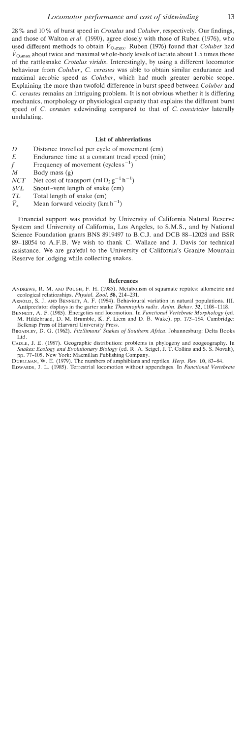28 % and 10 % of burst speed in *Crotalus* and *Coluber*, respectively. Our findings, and those of Walton *et al.* (1990), agree closely with those of Ruben (1976), who used different methods to obtain $\dot{V}_{O_2max}$. Ruben (1976) found that *Coluber* had $\dot{V}_{O_2max}$ about twice and maximal whole-body levels of lactate about 1.5 times those of the rattlesnake *Crotalus viridis*. Interestingly, by using a different locomotor behaviour from *Coluber*, *C. cerastes* was able to obtain similar endurance and maximal aerobic speed as *Coluber*, which had much greater aerobic scope. Explaining the more than twofold difference in burst speed between *Coluber* and *C. cerastes* remains an intriguing problem. It is not obvious whether it is differing mechanics, morphology or physiological capacity that explains the different burst speed of *C. cerastes* sidewinding compared to that of *C. constrictor* laterally undulating.

### List of abbreviations

- $D$ Distance travelled per cycle of movement (cm)
- $E$ Endurance time at a constant tread speed (min)
- $f$ Frequency of movement (cycles $s^{-1}$)
- $M$ Body mass (g)
- $NCT$ Net cost of transport (ml $O_2$ $g^{-1}$ $h^{-1}$)
- $SVL$ Snout–vent length of snake (cm)
- $TL$ Total length of snake (cm)
- $\bar{V}_x$ Mean forward velocity (km $h^{-1}$)

Financial support was provided by University of California Natural Reserve System and University of California, Los Angeles, to S.M.S., and by National Science Foundation grants BNS 8919497 to B.C.J. and DCB 88–12028 and BSR 89–18054 to A.F.B. We wish to thank C. Wallace and J. Davis for technical assistance. We are grateful to the University of California's Granite Mountain Reserve for lodging while collecting snakes.

### References

Andrews, R. M. and Pough, F. H. (1985). Metabolism of squamate reptiles: allometric and ecological relationships. *Physiol. Zool.* **58**, 214–231.

Arnold, S. J. and Bennett, A. F. (1984). Behavioural variation in natural populations. III. Antipredator displays in the garter snake *Thamnophis radix*. *Anim. Behav.* **32**, 1108–1118.

Bennett, A. F. (1985). Energetics and locomotion. In *Functional Vertebrate Morphology* (ed. M. Hildebrand, D. M. Bramble, K. F. Liem and D. B. Wake), pp. 173–184. Cambridge: Belknap Press of Harvard University Press.

Broadley, D. G. (1962). *FitzSimons' Snakes of Southern Africa*. Johannesburg: Delta Books Ltd.

Cadle, J. E. (1987). Geographic distribution: problems in phylogeny and zoogeography. In *Snakes: Ecology and Evolutionary Biology* (ed. R. A. Seigel, J. T. Collins and S. S. Novak), pp. 77–105. New York: Macmillan Publishing Company.

Duellman, W. E. (1979). The numbers of amphibians and reptiles. *Herp. Rev.* **10**, 83–84.

Edwards, J. L. (1985). Terrestrial locomotion without appendages. In *Functional Vertebrate*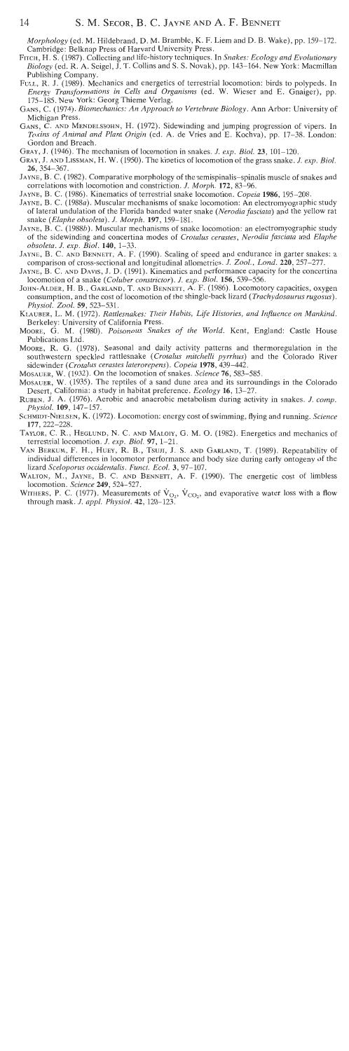*Morphology* (ed. M. Hildebrand, D. M. Bramble, K. F. Liem and D. B. Wake), pp. 159–172. Cambridge: Belknap Press of Harvard University Press.

Fitch, H. S. (1987). Collecting and life-history techniques. In *Snakes: Ecology and Evolutionary Biology* (ed. R. A. Seigel, J. T. Collins and S. S. Novak), pp. 143–164. New York: Macmillan Publishing Company.

Full, R. J. (1989). Mechanics and energetics of terrestrial locomotion: birds to polypeds. In *Energy Transformations in Cells and Organisms* (ed. W. Wieser and E. Gnaiger), pp. 175–185. New York: Georg Thieme Verlag.

Gans, C. (1974). *Biomechanics: An Approach to Vertebrate Biology*. Ann Arbor: University of Michigan Press.

Gans, C. and Mendelssohn, H. (1972). Sidewinding and jumping progression of vipers. In *Toxins of Animal and Plant Origin* (ed. A. de Vries and E. Kochva), pp. 17–38. London: Gordon and Breach.

Gray, J. (1946). The mechanism of locomotion in snakes. *J. exp. Biol.* **23**, 101–120.

Gray, J. and Lissman, H. W. (1950). The kinetics of locomotion of the grass snake. *J. exp. Biol.* **26**, 354–367.

Jayne, B. C. (1982). Comparative morphology of the semispinalis–spinalis muscle of snakes and correlations with locomotion and constriction. *J. Morph.* **172**, 83–96.

Jayne, B. C. (1986). Kinematics of terrestrial snake locomotion. *Copeia* **1986**, 195–208.

Jayne, B. C. (1988*a*). Muscular mechanisms of snake locomotion: An electromyographic study of lateral undulation of the Florida banded water snake (*Nerodia fasciata*) and the yellow rat snake (*Elaphe obsoleta*). *J. Morph.* **197**, 159–181.

Jayne, B. C. (1988*b*). Muscular mechanisms of snake locomotion: an electromyographic study of the sidewinding and concertina modes of *Crotalus cerastes*, *Nerodia fasciata* and *Elaphe obsoleta*. *J. exp. Biol.* **140**, 1–33.

Jayne, B. C. and Bennett, A. F. (1990). Scaling of speed and endurance in garter snakes: a comparison of cross-sectional and longitudinal allometries. *J. Zool., Lond.* **220**, 257–277.

Jayne, B. C. and Davis, J. D. (1991). Kinematics and performance capacity for the concertina locomotion of a snake (*Coluber constrictor*). *J. exp. Biol.* **156**, 539–556.

John-Alder, H. B., Garland, T. and Bennett, A. F. (1986). Locomotory capacities, oxygen consumption, and the cost of locomotion of the shingle-back lizard (*Trachydosaurus rugosus*). *Physiol. Zool.* **59**, 523–531.

Klauber, L. M. (1972). *Rattlesnakes: Their Habits, Life Histories, and Influence on Mankind*. Berkeley: University of California Press.

Moore, G. M. (1980). *Poisonous Snakes of the World*. Kent, England: Castle House Publications Ltd.

Moore, R. G. (1978). Seasonal and daily activity patterns and thermoregulation in the southwestern speckled rattlesnake (*Crotalus mitchelli pyrrhus*) and the Colorado River sidewinder (*Crotalus cerastes laterorepens*). *Copeia* **1978**, 439–442.

Mosauer, W. (1932). On the locomotion of snakes. *Science* **76**, 583–585.

Mosauer, W. (1935). The reptiles of a sand dune area and its surroundings in the Colorado Desert, California: a study in habitat preference. *Ecology* **16**, 13–27.

Ruben, J. A. (1976). Aerobic and anaerobic metabolism during activity in snakes. *J. comp. Physiol.* **109**, 147–157.

Schmidt-Nielsen, K. (1972). Locomotion: energy cost of swimming, flying and running. *Science* **177**, 222–228.

Taylor, C. R., Heglund, N. C. and Maloiy, G. M. O. (1982). Energetics and mechanics of terrestrial locomotion. *J. exp. Biol.* **97**, 1–21.

Van Berkum, F. H., Huey, R. B., Tsuji, J. S. and Garland, T. (1989). Repeatability of individual differences in locomotor performance and body size during early ontogeny of the lizard *Sceloporus occidentalis*. *Funct. Ecol.* **3**, 97–107.

Walton, M., Jayne, B. C. and Bennett, A. F. (1990). The energetic cost of limbless locomotion. *Science* **249**, 524–527.

Withers, P. C. (1977). Measurements of $\dot{V}_{O_2}$, $\dot{V}_{CO_2}$, and evaporative water loss with a flow through mask. *J. appl. Physiol.* **42**, 120–123.